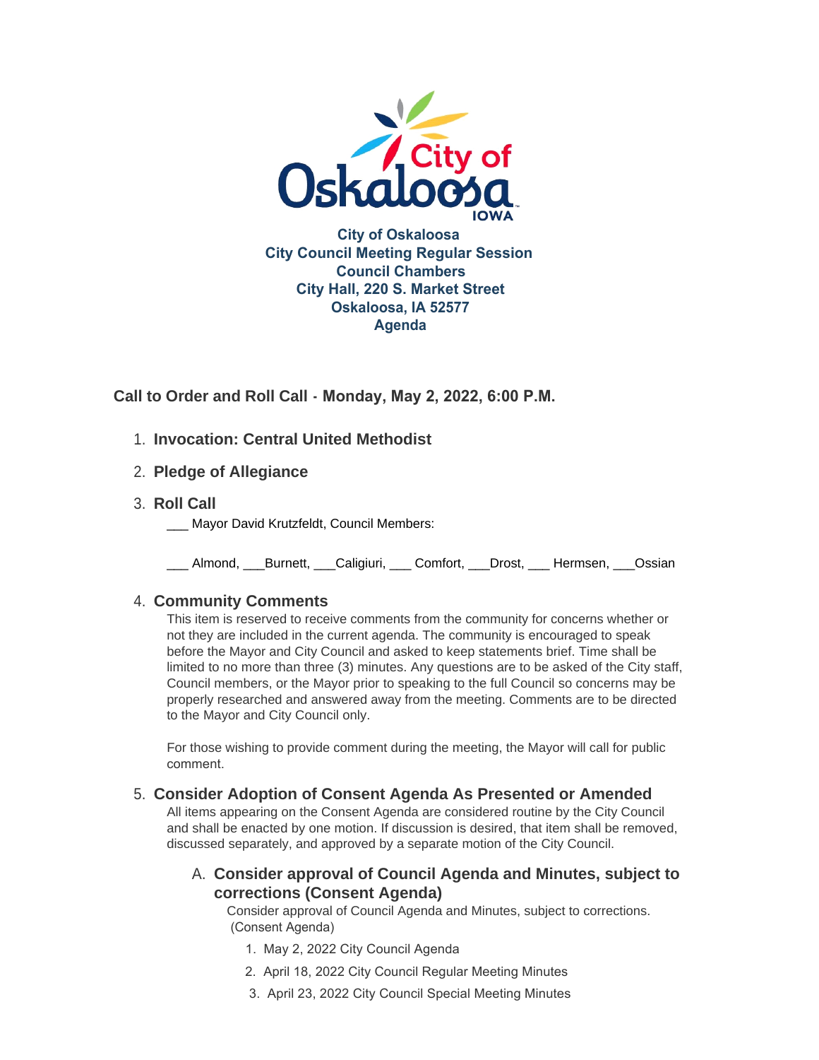**City of Oskaloosa**
**City Council Meeting Regular Session**
**Council Chambers**
**City Hall, 220 S. Market Street**
**Oskaloosa, IA 52577**
**Agenda**

## Call to Order and Roll Call - Monday, May 2, 2022, 6:00 P.M.

1. **Invocation: Central United Methodist**

2. **Pledge of Allegiance**

3. **Roll Call**

   ___ Mayor David Krutzfeldt, Council Members:

   ___ Almond, ___Burnett, ___Caligiuri, ___ Comfort, ___Drost, ___ Hermsen, ___Ossian

4. **Community Comments**

   This item is reserved to receive comments from the community for concerns whether or not they are included in the current agenda. The community is encouraged to speak before the Mayor and City Council and asked to keep statements brief. Time shall be limited to no more than three (3) minutes. Any questions are to be asked of the City staff, Council members, or the Mayor prior to speaking to the full Council so concerns may be properly researched and answered away from the meeting. Comments are to be directed to the Mayor and City Council only.

   For those wishing to provide comment during the meeting, the Mayor will call for public comment.

5. **Consider Adoption of Consent Agenda As Presented or Amended**

   All items appearing on the Consent Agenda are considered routine by the City Council and shall be enacted by one motion. If discussion is desired, that item shall be removed, discussed separately, and approved by a separate motion of the City Council.

   A. **Consider approval of Council Agenda and Minutes, subject to corrections (Consent Agenda)**

      Consider approval of Council Agenda and Minutes, subject to corrections. (Consent Agenda)

      1. May 2, 2022 City Council Agenda
      2. April 18, 2022 City Council Regular Meeting Minutes
      3. April 23, 2022 City Council Special Meeting Minutes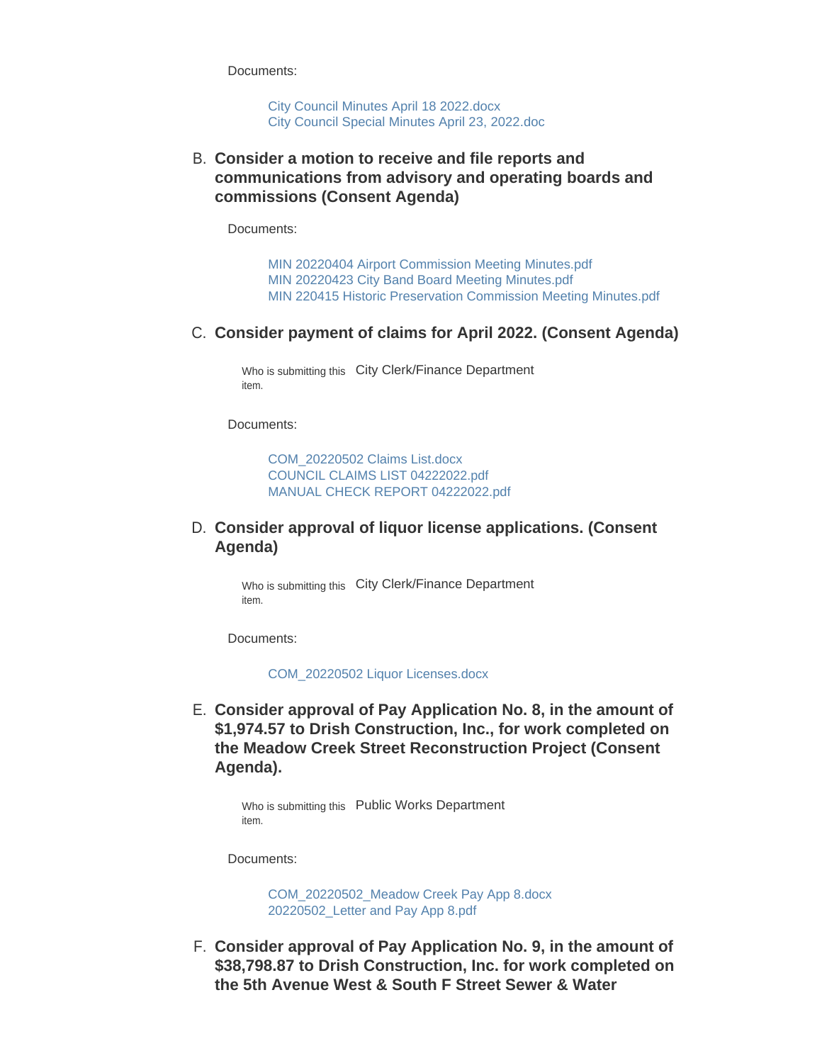Documents:

City Council Minutes April 18 2022.docx
City Council Special Minutes April 23, 2022.doc

B. **Consider a motion to receive and file reports and communications from advisory and operating boards and commissions (Consent Agenda)**

Documents:

MIN 20220404 Airport Commission Meeting Minutes.pdf
MIN 20220423 City Band Board Meeting Minutes.pdf
MIN 220415 Historic Preservation Commission Meeting Minutes.pdf

C. **Consider payment of claims for April 2022. (Consent Agenda)**

Who is submitting this item. City Clerk/Finance Department

Documents:

COM_20220502 Claims List.docx
COUNCIL CLAIMS LIST 04222022.pdf
MANUAL CHECK REPORT 04222022.pdf

D. **Consider approval of liquor license applications. (Consent Agenda)**

Who is submitting this item. City Clerk/Finance Department

Documents:

COM_20220502 Liquor Licenses.docx

E. **Consider approval of Pay Application No. 8, in the amount of $1,974.57 to Drish Construction, Inc., for work completed on the Meadow Creek Street Reconstruction Project (Consent Agenda).**

Who is submitting this item. Public Works Department

Documents:

COM_20220502_Meadow Creek Pay App 8.docx
20220502_Letter and Pay App 8.pdf

F. **Consider approval of Pay Application No. 9, in the amount of $38,798.87 to Drish Construction, Inc. for work completed on the 5th Avenue West & South F Street Sewer & Water**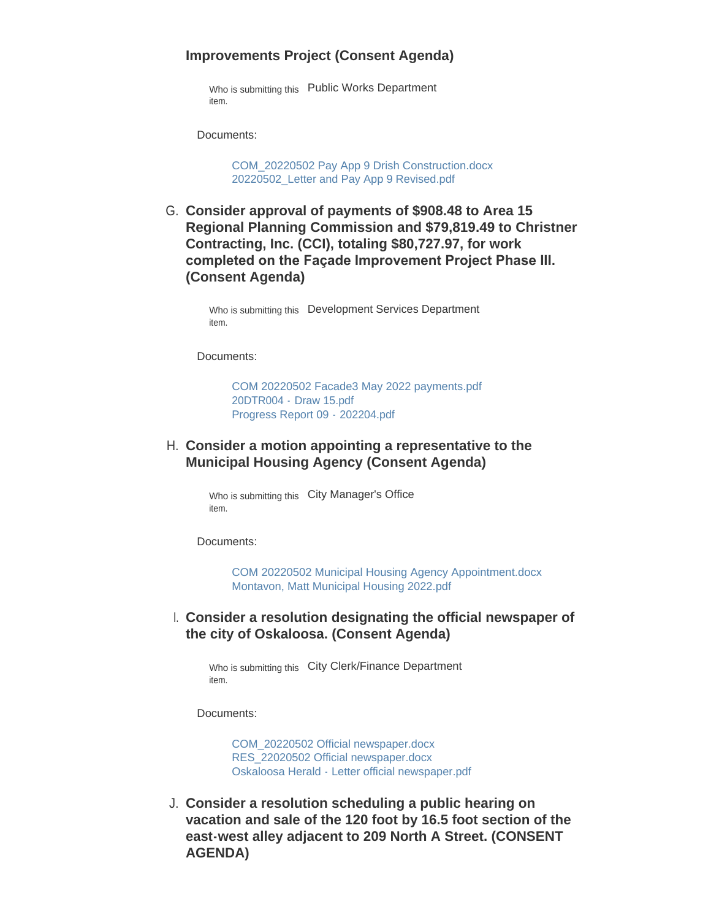**Improvements Project (Consent Agenda)**

Who is submitting this item. Public Works Department

Documents:

- COM_20220502 Pay App 9 Drish Construction.docx
- 20220502_Letter and Pay App 9 Revised.pdf

G. **Consider approval of payments of $908.48 to Area 15 Regional Planning Commission and $79,819.49 to Christner Contracting, Inc. (CCI), totaling $80,727.97, for work completed on the Façade Improvement Project Phase III. (Consent Agenda)**

Who is submitting this item. Development Services Department

Documents:

- COM 20220502 Facade3 May 2022 payments.pdf
- 20DTR004 - Draw 15.pdf
- Progress Report 09 - 202204.pdf

H. **Consider a motion appointing a representative to the Municipal Housing Agency (Consent Agenda)**

Who is submitting this item. City Manager's Office

Documents:

- COM 20220502 Municipal Housing Agency Appointment.docx
- Montavon, Matt Municipal Housing 2022.pdf

I. **Consider a resolution designating the official newspaper of the city of Oskaloosa. (Consent Agenda)**

Who is submitting this item. City Clerk/Finance Department

Documents:

- COM_20220502 Official newspaper.docx
- RES_22020502 Official newspaper.docx
- Oskaloosa Herald - Letter official newspaper.pdf

J. **Consider a resolution scheduling a public hearing on vacation and sale of the 120 foot by 16.5 foot section of the east-west alley adjacent to 209 North A Street. (CONSENT AGENDA)**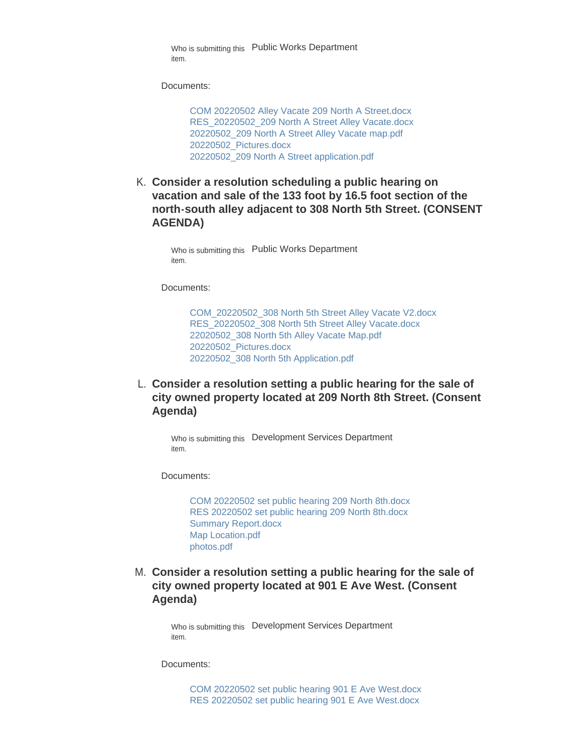Who is submitting this item. Public Works Department

Documents:

- COM 20220502 Alley Vacate 209 North A Street.docx
- RES_20220502_209 North A Street Alley Vacate.docx
- 20220502_209 North A Street Alley Vacate map.pdf
- 20220502_Pictures.docx
- 20220502_209 North A Street application.pdf

K. **Consider a resolution scheduling a public hearing on vacation and sale of the 133 foot by 16.5 foot section of the north-south alley adjacent to 308 North 5th Street. (CONSENT AGENDA)**

Who is submitting this item. Public Works Department

Documents:

- COM_20220502_308 North 5th Street Alley Vacate V2.docx
- RES_20220502_308 North 5th Street Alley Vacate.docx
- 22020502_308 North 5th Alley Vacate Map.pdf
- 20220502_Pictures.docx
- 20220502_308 North 5th Application.pdf

L. **Consider a resolution setting a public hearing for the sale of city owned property located at 209 North 8th Street. (Consent Agenda)**

Who is submitting this item. Development Services Department

Documents:

- COM 20220502 set public hearing 209 North 8th.docx
- RES 20220502 set public hearing 209 North 8th.docx
- Summary Report.docx
- Map Location.pdf
- photos.pdf

M. **Consider a resolution setting a public hearing for the sale of city owned property located at 901 E Ave West. (Consent Agenda)**

Who is submitting this item. Development Services Department

Documents:

- COM 20220502 set public hearing 901 E Ave West.docx
- RES 20220502 set public hearing 901 E Ave West.docx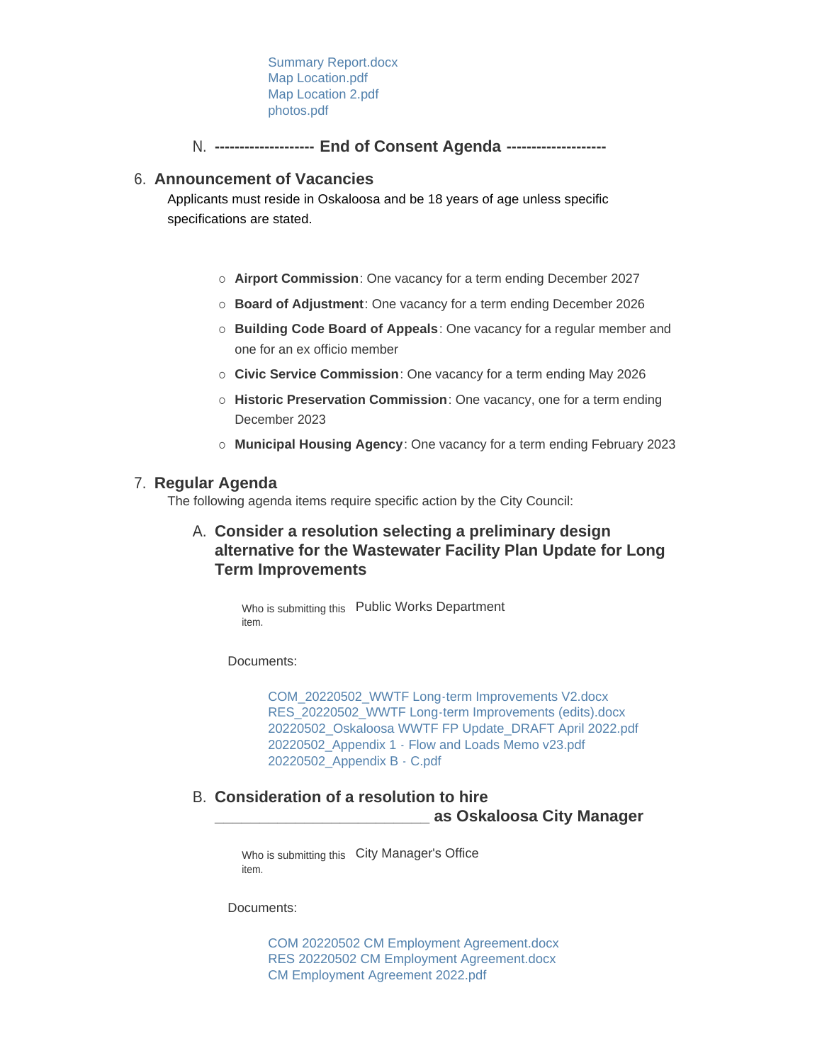Summary Report.docx
Map Location.pdf
Map Location 2.pdf
photos.pdf

N. **------------------- End of Consent Agenda -------------------**

## 6. Announcement of Vacancies

Applicants must reside in Oskaloosa and be 18 years of age unless specific specifications are stated.

- **Airport Commission**: One vacancy for a term ending December 2027
- **Board of Adjustment**: One vacancy for a term ending December 2026
- **Building Code Board of Appeals**: One vacancy for a regular member and one for an ex officio member
- **Civic Service Commission**: One vacancy for a term ending May 2026
- **Historic Preservation Commission**: One vacancy, one for a term ending December 2023
- **Municipal Housing Agency**: One vacancy for a term ending February 2023

## 7. Regular Agenda

The following agenda items require specific action by the City Council:

### A. Consider a resolution selecting a preliminary design alternative for the Wastewater Facility Plan Update for Long Term Improvements

Who is submitting this item. Public Works Department

Documents:

COM_20220502_WWTF Long-term Improvements V2.docx
RES_20220502_WWTF Long-term Improvements (edits).docx
20220502_Oskaloosa WWTF FP Update_DRAFT April 2022.pdf
20220502_Appendix 1 - Flow and Loads Memo v23.pdf
20220502_Appendix B - C.pdf

### B. Consideration of a resolution to hire _________________________ as Oskaloosa City Manager

Who is submitting this item. City Manager's Office

Documents:

COM 20220502 CM Employment Agreement.docx
RES 20220502 CM Employment Agreement.docx
CM Employment Agreement 2022.pdf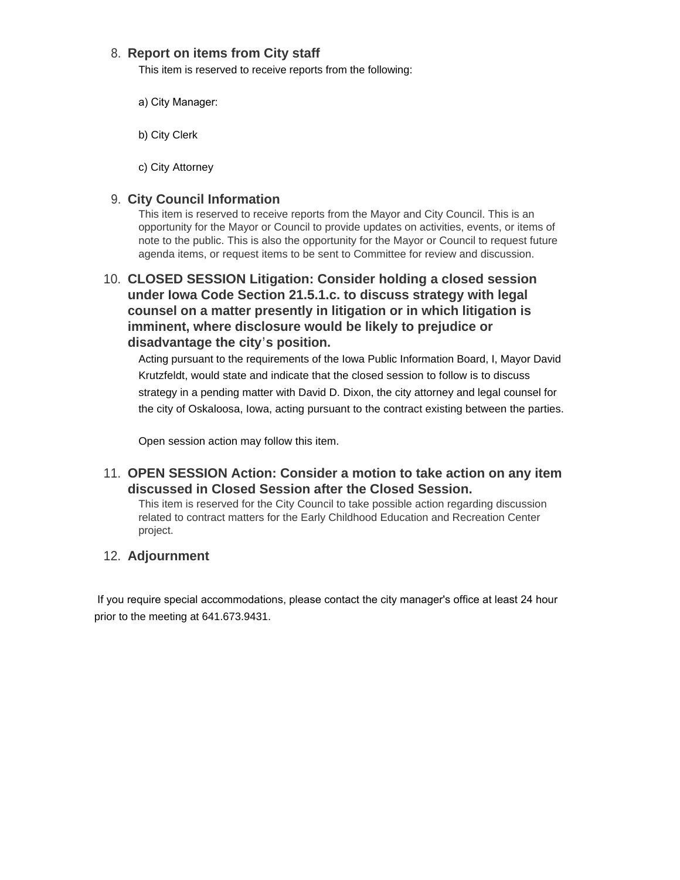8. **Report on items from City staff**

   This item is reserved to receive reports from the following:

   a) City Manager:

   b) City Clerk

   c) City Attorney

9. **City Council Information**

   This item is reserved to receive reports from the Mayor and City Council. This is an opportunity for the Mayor or Council to provide updates on activities, events, or items of note to the public. This is also the opportunity for the Mayor or Council to request future agenda items, or request items to be sent to Committee for review and discussion.

10. **CLOSED SESSION Litigation: Consider holding a closed session under Iowa Code Section 21.5.1.c. to discuss strategy with legal counsel on a matter presently in litigation or in which litigation is imminent, where disclosure would be likely to prejudice or disadvantage the city's position.**

    Acting pursuant to the requirements of the Iowa Public Information Board, I, Mayor David Krutzfeldt, would state and indicate that the closed session to follow is to discuss strategy in a pending matter with David D. Dixon, the city attorney and legal counsel for the city of Oskaloosa, Iowa, acting pursuant to the contract existing between the parties.

    Open session action may follow this item.

11. **OPEN SESSION Action: Consider a motion to take action on any item discussed in Closed Session after the Closed Session.**

    This item is reserved for the City Council to take possible action regarding discussion related to contract matters for the Early Childhood Education and Recreation Center project.

12. **Adjournment**

If you require special accommodations, please contact the city manager's office at least 24 hour prior to the meeting at 641.673.9431.